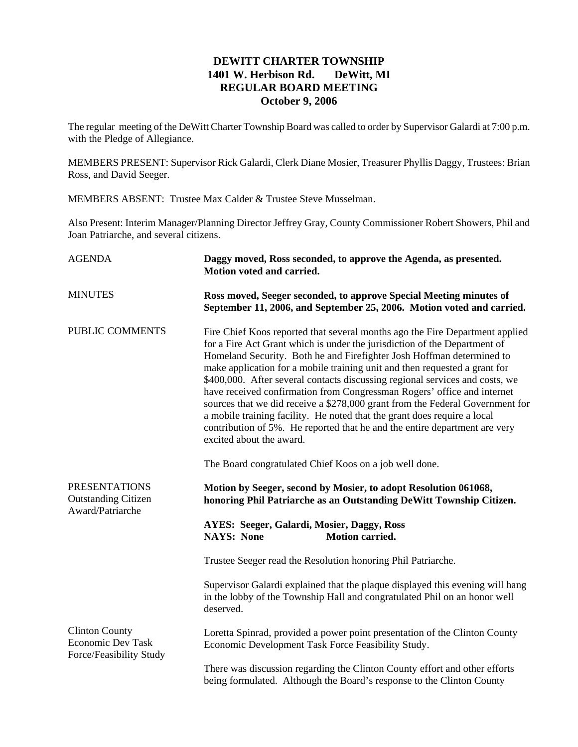# DEWITT CHARTER TOWNSHIP
## 1401 W. Herbison Rd. DeWitt, MI
## REGULAR BOARD MEETING
## October 9, 2006

The regular meeting of the DeWitt Charter Township Board was called to order by Supervisor Galardi at 7:00 p.m. with the Pledge of Allegiance.

MEMBERS PRESENT: Supervisor Rick Galardi, Clerk Diane Mosier, Treasurer Phyllis Daggy, Trustees: Brian Ross, and David Seeger.

MEMBERS ABSENT: Trustee Max Calder & Trustee Steve Musselman.

Also Present: Interim Manager/Planning Director Jeffrey Gray, County Commissioner Robert Showers, Phil and Joan Patriarche, and several citizens.

AGENDA

**Daggy moved, Ross seconded, to approve the Agenda, as presented. Motion voted and carried.**

MINUTES

**Ross moved, Seeger seconded, to approve Special Meeting minutes of September 11, 2006, and September 25, 2006. Motion voted and carried.**

PUBLIC COMMENTS

Fire Chief Koos reported that several months ago the Fire Department applied for a Fire Act Grant which is under the jurisdiction of the Department of Homeland Security. Both he and Firefighter Josh Hoffman determined to make application for a mobile training unit and then requested a grant for $400,000. After several contacts discussing regional services and costs, we have received confirmation from Congressman Rogers' office and internet sources that we did receive a $278,000 grant from the Federal Government for a mobile training facility. He noted that the grant does require a local contribution of 5%. He reported that he and the entire department are very excited about the award.

The Board congratulated Chief Koos on a job well done.

PRESENTATIONS
Outstanding Citizen Award/Patriarche

**Motion by Seeger, second by Mosier, to adopt Resolution 061068, honoring Phil Patriarche as an Outstanding DeWitt Township Citizen.**

**AYES: Seeger, Galardi, Mosier, Daggy, Ross**
**NAYS: None Motion carried.**

Trustee Seeger read the Resolution honoring Phil Patriarche.

Supervisor Galardi explained that the plaque displayed this evening will hang in the lobby of the Township Hall and congratulated Phil on an honor well deserved.

Clinton County Economic Dev Task Force/Feasibility Study

Loretta Spinrad, provided a power point presentation of the Clinton County Economic Development Task Force Feasibility Study.

There was discussion regarding the Clinton County effort and other efforts being formulated. Although the Board's response to the Clinton County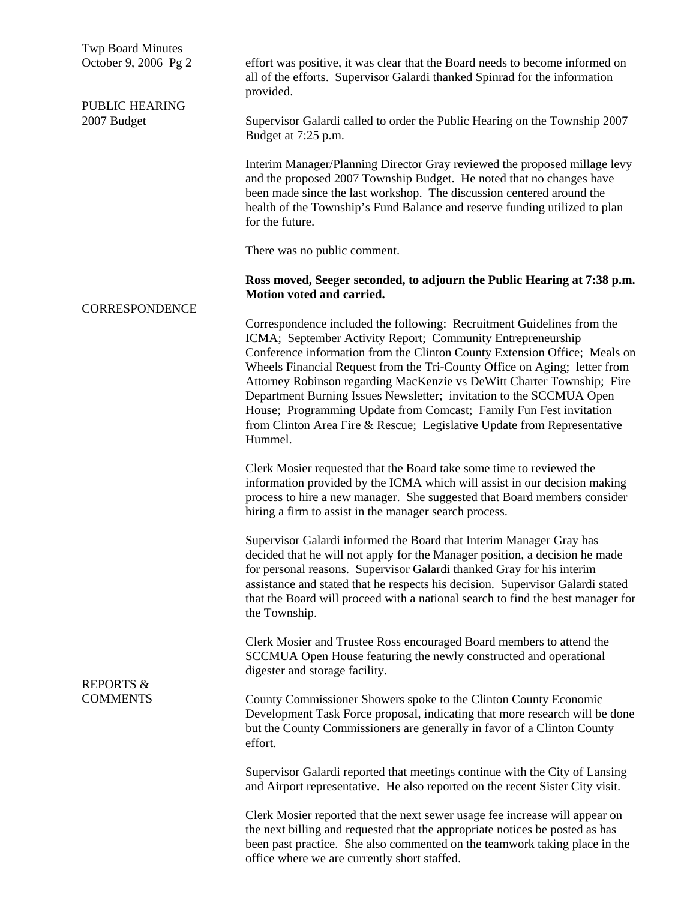effort was positive, it was clear that the Board needs to become informed on all of the efforts. Supervisor Galardi thanked Spinrad for the information provided.

**PUBLIC HEARING**
**2007 Budget**

Supervisor Galardi called to order the Public Hearing on the Township 2007 Budget at 7:25 p.m.

Interim Manager/Planning Director Gray reviewed the proposed millage levy and the proposed 2007 Township Budget. He noted that no changes have been made since the last workshop. The discussion centered around the health of the Township's Fund Balance and reserve funding utilized to plan for the future.

There was no public comment.

**Ross moved, Seeger seconded, to adjourn the Public Hearing at 7:38 p.m. Motion voted and carried.**

**CORRESPONDENCE**

Correspondence included the following: Recruitment Guidelines from the ICMA; September Activity Report; Community Entrepreneurship Conference information from the Clinton County Extension Office; Meals on Wheels Financial Request from the Tri-County Office on Aging; letter from Attorney Robinson regarding MacKenzie vs DeWitt Charter Township; Fire Department Burning Issues Newsletter; invitation to the SCCMUA Open House; Programming Update from Comcast; Family Fun Fest invitation from Clinton Area Fire & Rescue; Legislative Update from Representative Hummel.

Clerk Mosier requested that the Board take some time to reviewed the information provided by the ICMA which will assist in our decision making process to hire a new manager. She suggested that Board members consider hiring a firm to assist in the manager search process.

Supervisor Galardi informed the Board that Interim Manager Gray has decided that he will not apply for the Manager position, a decision he made for personal reasons. Supervisor Galardi thanked Gray for his interim assistance and stated that he respects his decision. Supervisor Galardi stated that the Board will proceed with a national search to find the best manager for the Township.

Clerk Mosier and Trustee Ross encouraged Board members to attend the SCCMUA Open House featuring the newly constructed and operational digester and storage facility.

**REPORTS & COMMENTS**

County Commissioner Showers spoke to the Clinton County Economic Development Task Force proposal, indicating that more research will be done but the County Commissioners are generally in favor of a Clinton County effort.

Supervisor Galardi reported that meetings continue with the City of Lansing and Airport representative. He also reported on the recent Sister City visit.

Clerk Mosier reported that the next sewer usage fee increase will appear on the next billing and requested that the appropriate notices be posted as has been past practice. She also commented on the teamwork taking place in the office where we are currently short staffed.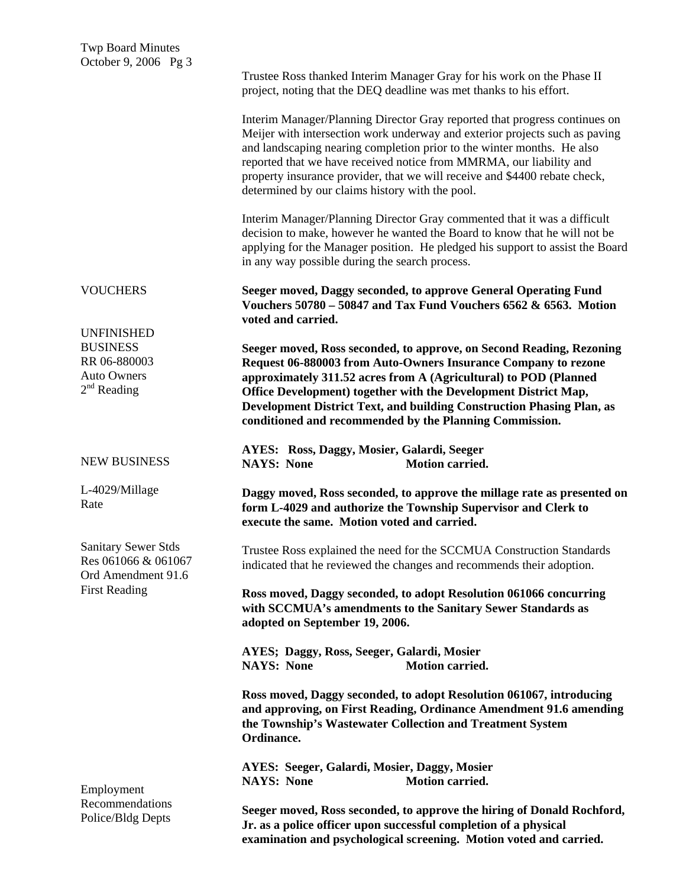Trustee Ross thanked Interim Manager Gray for his work on the Phase II project, noting that the DEQ deadline was met thanks to his effort.

Interim Manager/Planning Director Gray reported that progress continues on Meijer with intersection work underway and exterior projects such as paving and landscaping nearing completion prior to the winter months. He also reported that we have received notice from MMRMA, our liability and property insurance provider, that we will receive and $4400 rebate check, determined by our claims history with the pool.

Interim Manager/Planning Director Gray commented that it was a difficult decision to make, however he wanted the Board to know that he will not be applying for the Manager position. He pledged his support to assist the Board in any way possible during the search process.

VOUCHERS

**Seeger moved, Daggy seconded, to approve General Operating Fund Vouchers 50780 – 50847 and Tax Fund Vouchers 6562 & 6563. Motion voted and carried.**

UNFINISHED BUSINESS
RR 06-880003
Auto Owners
2nd Reading

**Seeger moved, Ross seconded, to approve, on Second Reading, Rezoning Request 06-880003 from Auto-Owners Insurance Company to rezone approximately 311.52 acres from A (Agricultural) to POD (Planned Office Development) together with the Development District Map, Development District Text, and building Construction Phasing Plan, as conditioned and recommended by the Planning Commission.**

**AYES: Ross, Daggy, Mosier, Galardi, Seeger**
**NAYS: None Motion carried.**

NEW BUSINESS

L-4029/Millage Rate

**Daggy moved, Ross seconded, to approve the millage rate as presented on form L-4029 and authorize the Township Supervisor and Clerk to execute the same. Motion voted and carried.**

Sanitary Sewer Stds
Res 061066 & 061067
Ord Amendment 91.6
First Reading

Trustee Ross explained the need for the SCCMUA Construction Standards indicated that he reviewed the changes and recommends their adoption.

**Ross moved, Daggy seconded, to adopt Resolution 061066 concurring with SCCMUA's amendments to the Sanitary Sewer Standards as adopted on September 19, 2006.**

**AYES; Daggy, Ross, Seeger, Galardi, Mosier**
**NAYS: None Motion carried.**

**Ross moved, Daggy seconded, to adopt Resolution 061067, introducing and approving, on First Reading, Ordinance Amendment 91.6 amending the Township's Wastewater Collection and Treatment System Ordinance.**

**AYES: Seeger, Galardi, Mosier, Daggy, Mosier**
**NAYS: None Motion carried.**

Employment Recommendations
Police/Bldg Depts

**Seeger moved, Ross seconded, to approve the hiring of Donald Rochford, Jr. as a police officer upon successful completion of a physical examination and psychological screening. Motion voted and carried.**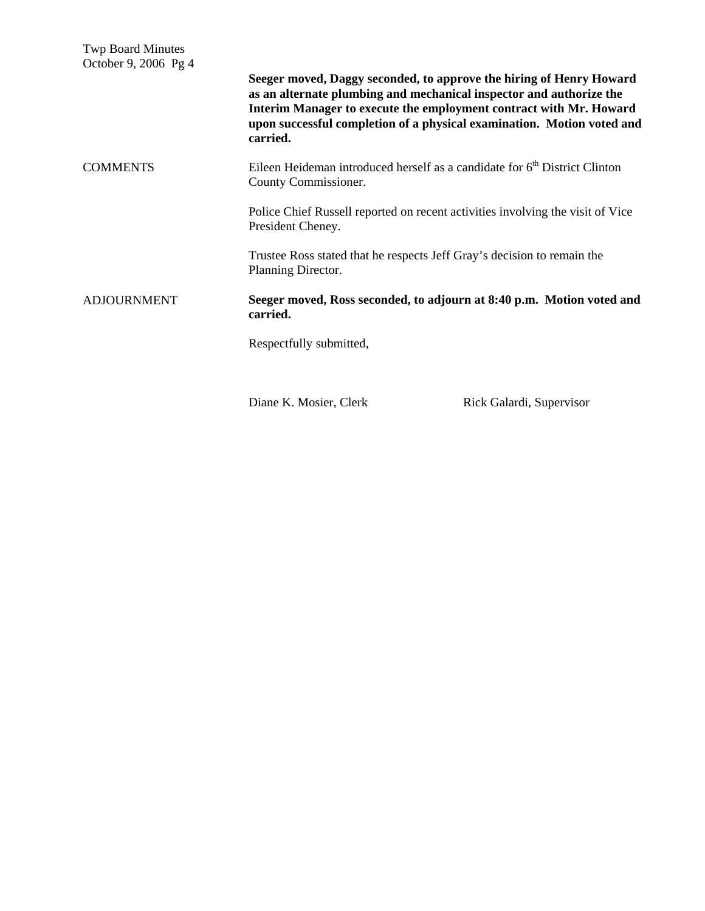**Seeger moved, Daggy seconded, to approve the hiring of Henry Howard as an alternate plumbing and mechanical inspector and authorize the Interim Manager to execute the employment contract with Mr. Howard upon successful completion of a physical examination. Motion voted and carried.**

COMMENTS

Eileen Heideman introduced herself as a candidate for 6th District Clinton County Commissioner.

Police Chief Russell reported on recent activities involving the visit of Vice President Cheney.

Trustee Ross stated that he respects Jeff Gray's decision to remain the Planning Director.

ADJOURNMENT

**Seeger moved, Ross seconded, to adjourn at 8:40 p.m. Motion voted and carried.**

Respectfully submitted,

Diane K. Mosier, Clerk

Rick Galardi, Supervisor